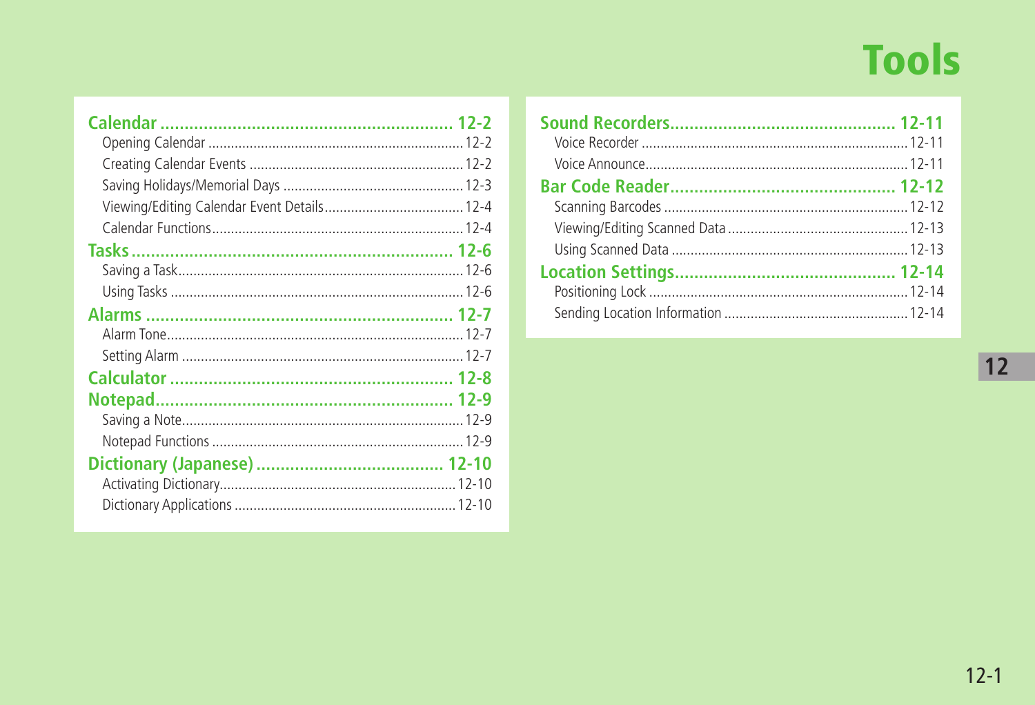# Tools

**Calendar** ........ 12-2

- Opening Calendar ........ 12-2
- Creating Calendar Events ........ 12-2
- Saving Holidays/Memorial Days ........ 12-3
- Viewing/Editing Calendar Event Details ........ 12-4
- Calendar Functions ........ 12-4

**Tasks** ........ 12-6

- Saving a Task ........ 12-6
- Using Tasks ........ 12-6

**Alarms** ........ 12-7

- Alarm Tone ........ 12-7
- Setting Alarm ........ 12-7

**Calculator** ........ 12-8

**Notepad** ........ 12-9

- Saving a Note ........ 12-9
- Notepad Functions ........ 12-9

**Dictionary (Japanese)** ........ 12-10

- Activating Dictionary ........ 12-10
- Dictionary Applications ........ 12-10

**Sound Recorders** ........ 12-11

- Voice Recorder ........ 12-11
- Voice Announce ........ 12-11

**Bar Code Reader** ........ 12-12

- Scanning Barcodes ........ 12-12
- Viewing/Editing Scanned Data ........ 12-13
- Using Scanned Data ........ 12-13

**Location Settings** ........ 12-14

- Positioning Lock ........ 12-14
- Sending Location Information ........ 12-14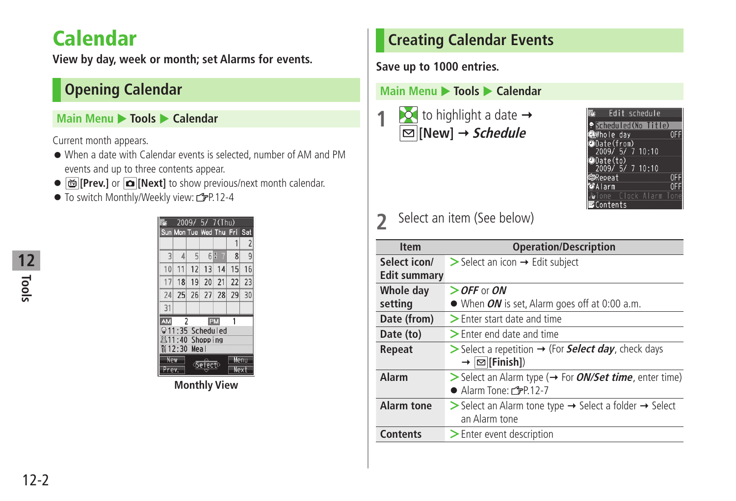# Calendar

**View by day, week or month; set Alarms for events.**

## Opening Calendar

**Main Menu ▶ Tools ▶ Calendar**

Current month appears.

- When a date with Calendar events is selected, number of AM and PM events and up to three contents appear.
- **[Prev.]** or **[Next]** to show previous/next month calendar.
- To switch Monthly/Weekly view: ☞P.12-4

**Monthly View**

## Creating Calendar Events

**Save up to 1000 entries.**

**Main Menu ▶ Tools ▶ Calendar**

**1** to highlight a date → **[New]** → ***Schedule***

**2** Select an item (See below)

| Item | Operation/Description |
|---|---|
| **Select icon/ Edit summary** | > Select an icon → Edit subject |
| **Whole day setting** | > ***OFF*** or ***ON*** <br> ● When ***ON*** is set, Alarm goes off at 0:00 a.m. |
| **Date (from)** | > Enter start date and time |
| **Date (to)** | > Enter end date and time |
| **Repeat** | > Select a repetition → (For ***Select day***, check days → **[Finish]**) |
| **Alarm** | > Select an Alarm type (→ For ***ON/Set time***, enter time) <br> ● Alarm Tone: ☞P.12-7 |
| **Alarm tone** | > Select an Alarm tone type → Select a folder → Select an Alarm tone |
| **Contents** | > Enter event description |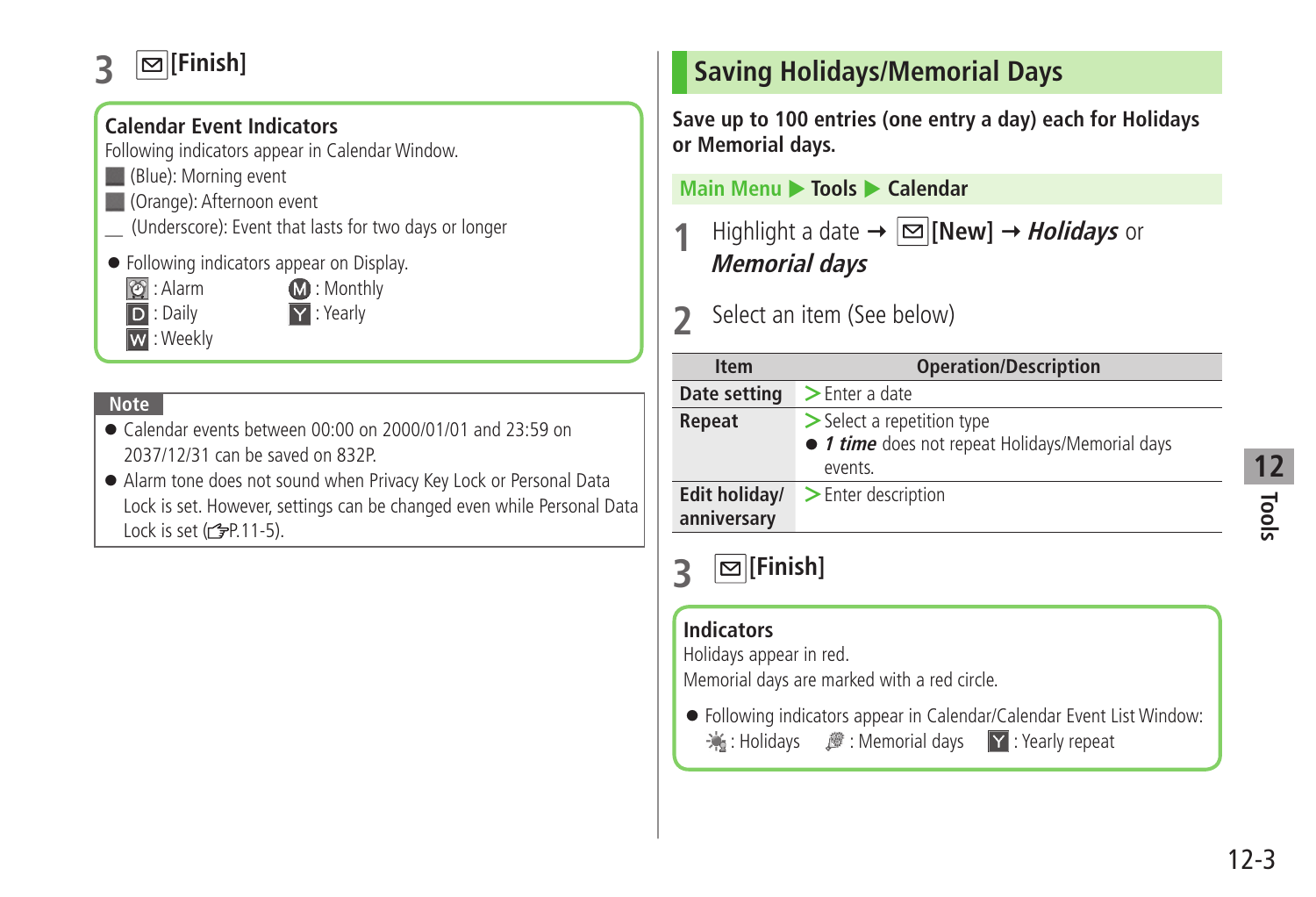3 [Finish]

**Calendar Event Indicators**

Following indicators appear in Calendar Window.

■ (Blue): Morning event

■ (Orange): Afternoon event

_ (Underscore): Event that lasts for two days or longer

- Following indicators appear on Display.
  - : Alarm
  - D : Daily
  - W : Weekly
  - M : Monthly
  - Y : Yearly

**Note**

- Calendar events between 00:00 on 2000/01/01 and 23:59 on 2037/12/31 can be saved on 832P.
- Alarm tone does not sound when Privacy Key Lock or Personal Data Lock is set. However, settings can be changed even while Personal Data Lock is set (☞P.11-5).

## Saving Holidays/Memorial Days

**Save up to 100 entries (one entry a day) each for Holidays or Memorial days.**

Main Menu ▶ Tools ▶ Calendar

1 Highlight a date → [New] → ***Holidays*** or ***Memorial days***

2 Select an item (See below)

| Item | Operation/Description |
|---|---|
| **Date setting** | > Enter a date |
| **Repeat** | > Select a repetition type<br>● ***1 time*** does not repeat Holidays/Memorial days events. |
| **Edit holiday/ anniversary** | > Enter description |

3 [Finish]

**Indicators**

Holidays appear in red.

Memorial days are marked with a red circle.

- Following indicators appear in Calendar/Calendar Event List Window:
  : Holidays   : Memorial days   Y : Yearly repeat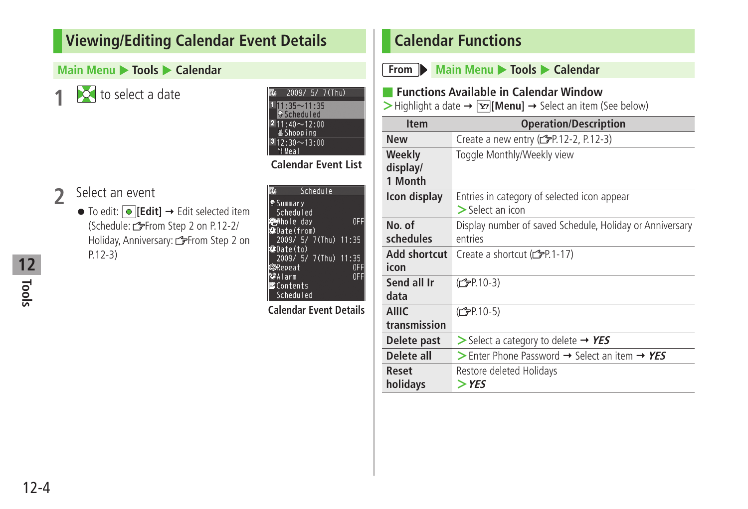## Viewing/Editing Calendar Event Details

**Main Menu ▶ Tools ▶ Calendar**

**1** to select a date

2009/ 5/ 7(Thu)
1 11:35〜11:35 Scheduled
2 11:40〜12:00 Shopping
3 12:30〜13:00 Meal

**Calendar Event List**

**2** Select an event

- To edit: [Edit] → Edit selected item (Schedule: ☞From Step 2 on P.12-2/ Holiday, Anniversary: ☞From Step 2 on P.12-3)

Schedule
Summary Scheduled
Whole day OFF
Date(from) 2009/ 5/ 7(Thu) 11:35
Date(to) 2009/ 5/ 7(Thu) 11:35
Repeat OFF
Alarm OFF
Contents Scheduled

**Calendar Event Details**

## Calendar Functions

**From ▶ Main Menu ▶ Tools ▶ Calendar**

### Functions Available in Calendar Window

> Highlight a date → [Menu] → Select an item (See below)

| Item | Operation/Description |
| --- | --- |
| **New** | Create a new entry (☞P.12-2, P.12-3) |
| **Weekly display/ 1 Month** | Toggle Monthly/Weekly view |
| **Icon display** | Entries in category of selected icon appear<br>> Select an icon |
| **No. of schedules** | Display number of saved Schedule, Holiday or Anniversary entries |
| **Add shortcut icon** | Create a shortcut (☞P.1-17) |
| **Send all Ir data** | (☞P.10-3) |
| **AllIC transmission** | (☞P.10-5) |
| **Delete past** | > Select a category to delete → ***YES*** |
| **Delete all** | > Enter Phone Password → Select an item → ***YES*** |
| **Reset holidays** | Restore deleted Holidays<br>> ***YES*** |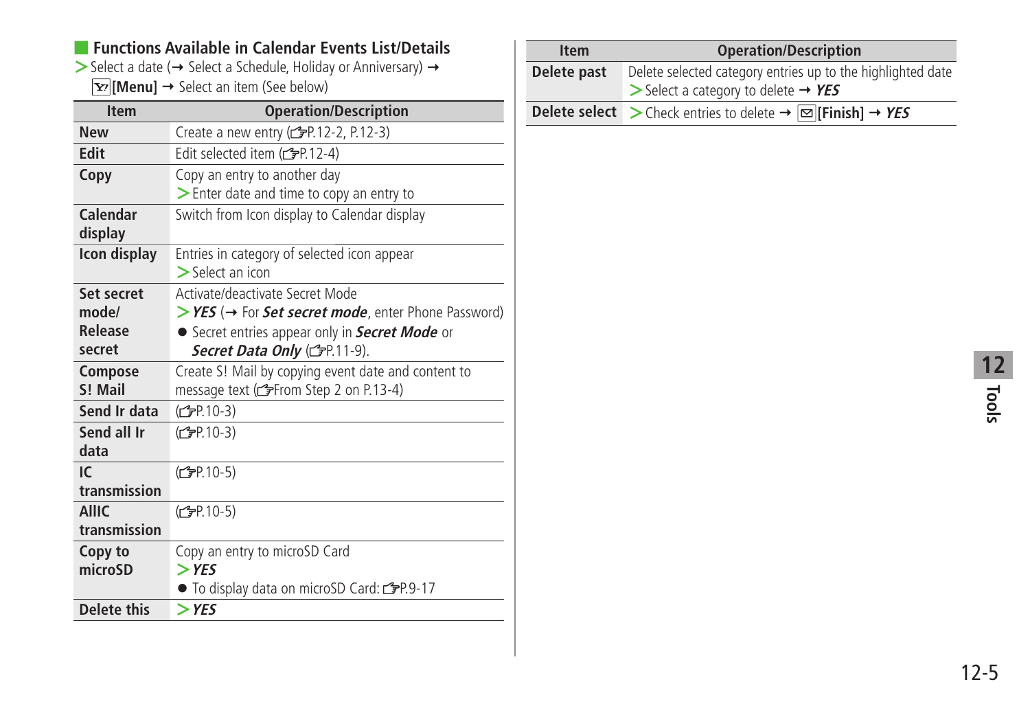## Functions Available in Calendar Events List/Details

> Select a date (→ Select a Schedule, Holiday or Anniversary) → [Y!][Menu] → Select an item (See below)

| Item | Operation/Description |
|---|---|
| **New** | Create a new entry (☞P.12-2, P.12-3) |
| **Edit** | Edit selected item (☞P.12-4) |
| **Copy** | Copy an entry to another day<br>> Enter date and time to copy an entry to |
| **Calendar display** | Switch from Icon display to Calendar display |
| **Icon display** | Entries in category of selected icon appear<br>> Select an icon |
| **Set secret mode/ Release secret** | Activate/deactivate Secret Mode<br>> ***YES*** (→ For ***Set secret mode***, enter Phone Password)<br>● Secret entries appear only in ***Secret Mode*** or ***Secret Data Only*** (☞P.11-9). |
| **Compose S! Mail** | Create S! Mail by copying event date and content to message text (☞From Step 2 on P.13-4) |
| **Send Ir data** | (☞P.10-3) |
| **Send all Ir data** | (☞P.10-3) |
| **IC transmission** | (☞P.10-5) |
| **AllIC transmission** | (☞P.10-5) |
| **Copy to microSD** | Copy an entry to microSD Card<br>> ***YES***<br>● To display data on microSD Card: ☞P.9-17 |
| **Delete this** | > ***YES*** |
| **Delete past** | Delete selected category entries up to the highlighted date<br>> Select a category to delete → ***YES*** |
| **Delete select** | > Check entries to delete → [✉][Finish] → ***YES*** |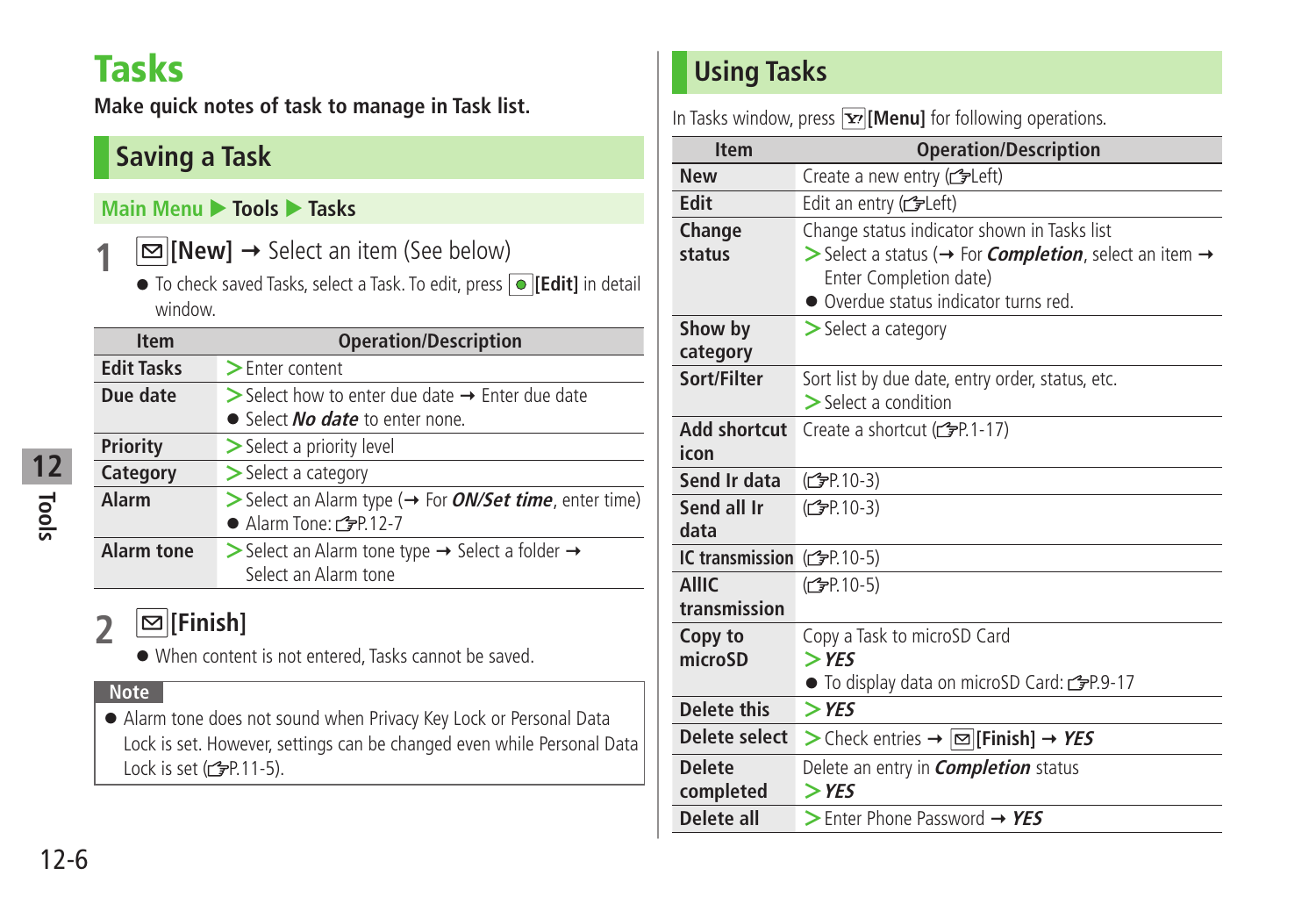# Tasks

**Make quick notes of task to manage in Task list.**

## Saving a Task

**Main Menu ▶ Tools ▶ Tasks**

**1** [New] → Select an item (See below)

- To check saved Tasks, select a Task. To edit, press [Edit] in detail window.

| Item | Operation/Description |
|---|---|
| Edit Tasks | > Enter content |
| Due date | > Select how to enter due date → Enter due date<br>● Select ***No date*** to enter none. |
| Priority | > Select a priority level |
| Category | > Select a category |
| Alarm | > Select an Alarm type (→ For ***ON/Set time***, enter time)<br>● Alarm Tone: ☞P.12-7 |
| Alarm tone | > Select an Alarm tone type → Select a folder → Select an Alarm tone |

**2** [Finish]

- When content is not entered, Tasks cannot be saved.

**Note**

- Alarm tone does not sound when Privacy Key Lock or Personal Data Lock is set. However, settings can be changed even while Personal Data Lock is set (☞P.11-5).

## Using Tasks

In Tasks window, press [Menu] for following operations.

| Item | Operation/Description |
|---|---|
| New | Create a new entry (☞Left) |
| Edit | Edit an entry (☞Left) |
| Change status | Change status indicator shown in Tasks list<br>> Select a status (→ For ***Completion***, select an item → Enter Completion date)<br>● Overdue status indicator turns red. |
| Show by category | > Select a category |
| Sort/Filter | Sort list by due date, entry order, status, etc.<br>> Select a condition |
| Add shortcut icon | Create a shortcut (☞P.1-17) |
| Send Ir data | (☞P.10-3) |
| Send all Ir data | (☞P.10-3) |
| IC transmission | (☞P.10-5) |
| AllIC transmission | (☞P.10-5) |
| Copy to microSD | Copy a Task to microSD Card<br>> ***YES***<br>● To display data on microSD Card: ☞P.9-17 |
| Delete this | > ***YES*** |
| Delete select | > Check entries → [Finish] → ***YES*** |
| Delete completed | Delete an entry in ***Completion*** status<br>> ***YES*** |
| Delete all | > Enter Phone Password → ***YES*** |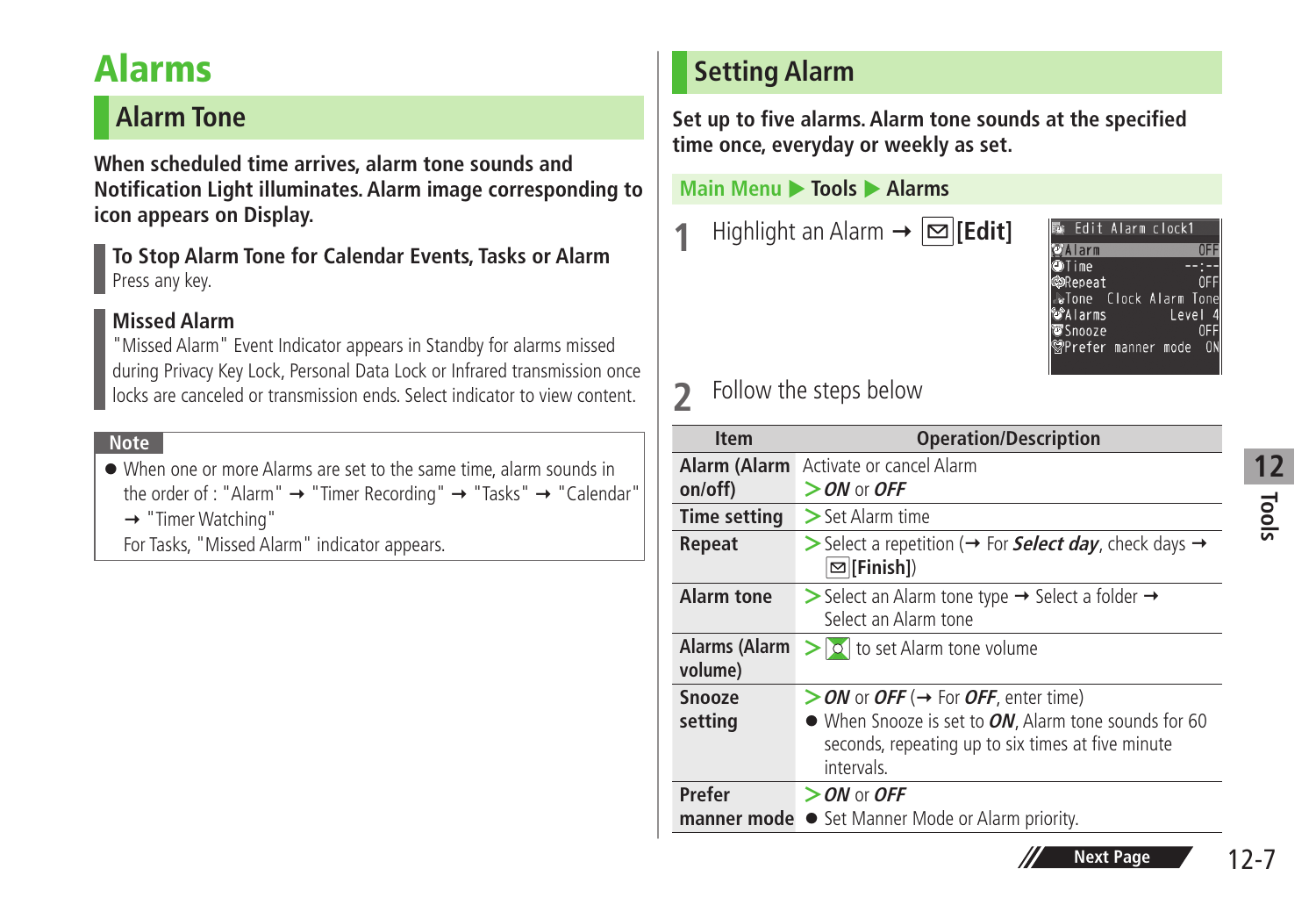# Alarms

## Alarm Tone

**When scheduled time arrives, alarm tone sounds and Notification Light illuminates. Alarm image corresponding to icon appears on Display.**

### To Stop Alarm Tone for Calendar Events, Tasks or Alarm

Press any key.

### Missed Alarm

"Missed Alarm" Event Indicator appears in Standby for alarms missed during Privacy Key Lock, Personal Data Lock or Infrared transmission once locks are canceled or transmission ends. Select indicator to view content.

**Note**

- When one or more Alarms are set to the same time, alarm sounds in the order of : "Alarm" → "Timer Recording" → "Tasks" → "Calendar" → "Timer Watching"
  For Tasks, "Missed Alarm" indicator appears.

## Setting Alarm

**Set up to five alarms. Alarm tone sounds at the specified time once, everyday or weekly as set.**

Main Menu ▶ Tools ▶ Alarms

**1** Highlight an Alarm → [Edit]

```
Edit Alarm clock1
Alarm              OFF
Time              --:--
Repeat             OFF
Tone   Clock Alarm Tone
Alarms         Level 4
Snooze             OFF
Prefer manner mode  ON
```

**2** Follow the steps below

| Item | Operation/Description |
|---|---|
| **Alarm (Alarm on/off)** | Activate or cancel Alarm<br>> ***ON*** or ***OFF*** |
| **Time setting** | > Set Alarm time |
| **Repeat** | > Select a repetition (→ For ***Select day***, check days → **[Finish]**) |
| **Alarm tone** | > Select an Alarm tone type → Select a folder → Select an Alarm tone |
| **Alarms (Alarm volume)** | > to set Alarm tone volume |
| **Snooze setting** | > ***ON*** or ***OFF*** (→ For ***OFF***, enter time)<br>● When Snooze is set to ***ON***, Alarm tone sounds for 60 seconds, repeating up to six times at five minute intervals. |
| **Prefer manner mode** | > ***ON*** or ***OFF***<br>● Set Manner Mode or Alarm priority. |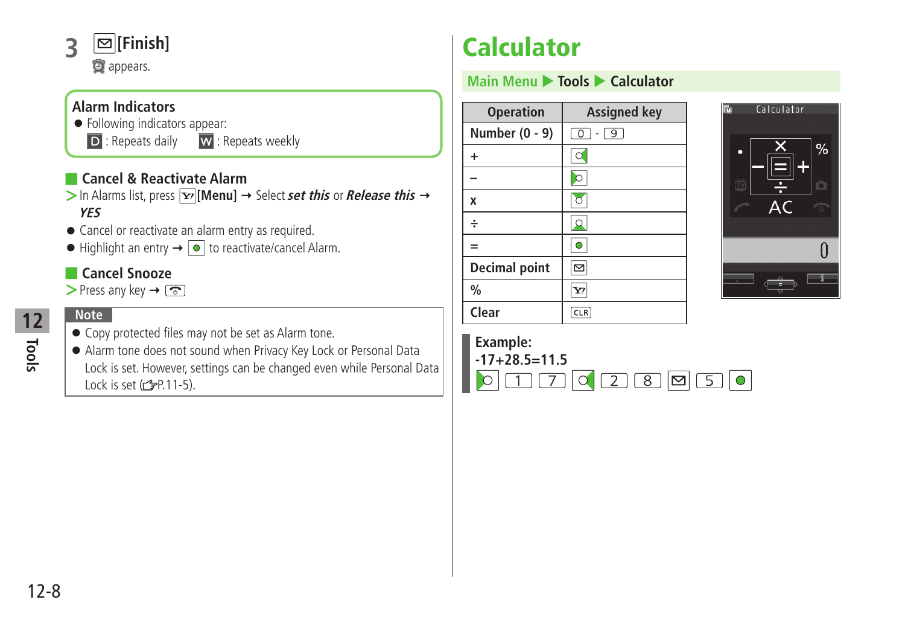**3** [Finish]

appears.

**Alarm Indicators**

- Following indicators appear:
  D : Repeats daily  W : Repeats weekly

## Cancel & Reactivate Alarm

> In Alarms list, press [Menu] → Select ***set this*** or ***Release this*** → ***YES***

- Cancel or reactivate an alarm entry as required.
- Highlight an entry → to reactivate/cancel Alarm.

## Cancel Snooze

> Press any key →

**Note**

- Copy protected files may not be set as Alarm tone.
- Alarm tone does not sound when Privacy Key Lock or Personal Data Lock is set. However, settings can be changed even while Personal Data Lock is set (☞P.11-5).

# Calculator

Main Menu ▶ Tools ▶ Calculator

| Operation | Assigned key |
|---|---|
| Number (0 - 9) | 0 - 9 |
| + | |
| − | |
| x | |
| ÷ | |
| = | |
| Decimal point | |
| % | |
| Clear | CLR |

**Example:**
**-17+28.5=11.5**

1 7 2 8 5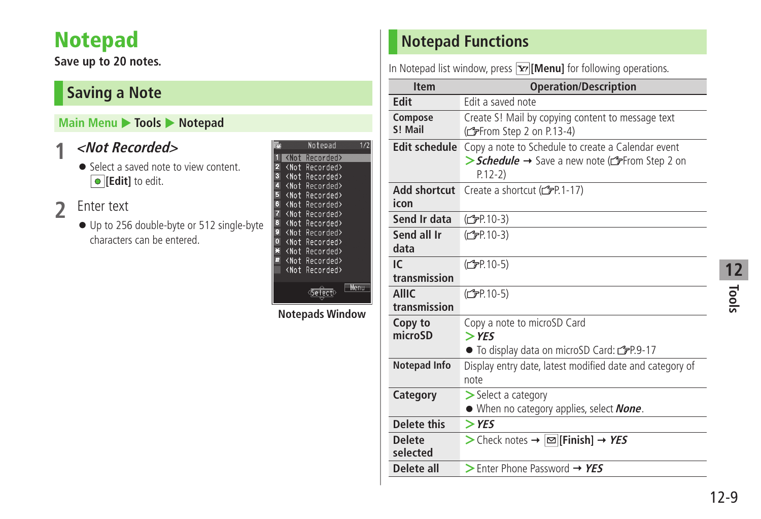# Notepad

**Save up to 20 notes.**

## Saving a Note

**Main Menu ▶ Tools ▶ Notepad**

**1** ***<Not Recorded>***

- Select a saved note to view content. ●**[Edit]** to edit.

**2** Enter text

- Up to 256 double-byte or 512 single-byte characters can be entered.

**Notepads Window**

## Notepad Functions

In Notepad list window, press **[Menu]** for following operations.

| Item | Operation/Description |
|---|---|
| **Edit** | Edit a saved note |
| **Compose S! Mail** | Create S! Mail by copying content to message text (☞From Step 2 on P.13-4) |
| **Edit schedule** | Copy a note to Schedule to create a Calendar event<br>> ***Schedule*** → Save a new note (☞From Step 2 on P.12-2) |
| **Add shortcut icon** | Create a shortcut (☞P.1-17) |
| **Send Ir data** | (☞P.10-3) |
| **Send all Ir data** | (☞P.10-3) |
| **IC transmission** | (☞P.10-5) |
| **AllIC transmission** | (☞P.10-5) |
| **Copy to microSD** | Copy a note to microSD Card<br>> ***YES***<br>● To display data on microSD Card: ☞P.9-17 |
| **Notepad Info** | Display entry date, latest modified date and category of note |
| **Category** | > Select a category<br>● When no category applies, select ***None***. |
| **Delete this** | > ***YES*** |
| **Delete selected** | > Check notes → **[Finish]** → ***YES*** |
| **Delete all** | > Enter Phone Password → ***YES*** |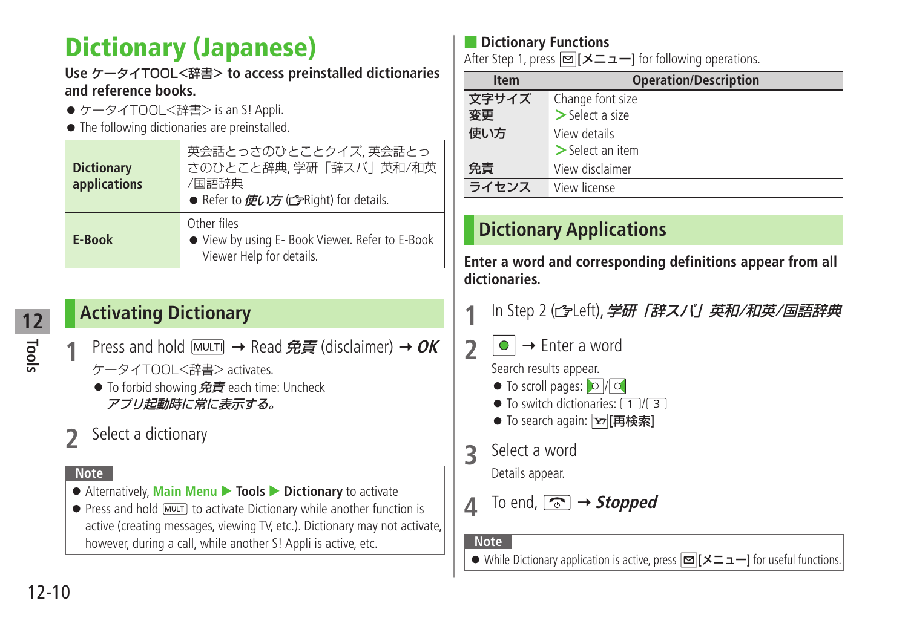# Dictionary (Japanese)

**Use ケータイTOOL<辞書> to access preinstalled dictionaries and reference books.**

- ケータイTOOL<辞書> is an S! Appli.
- The following dictionaries are preinstalled.

| | |
|---|---|
| **Dictionary applications** | 英会話とっさのひとことクイズ, 英会話とっさのひとこと辞典, 学研「辞スパ」英和/和英/国語辞典<br>● Refer to ***使い方*** (☞Right) for details. |
| **E-Book** | Other files<br>● View by using E- Book Viewer. Refer to E-Book Viewer Help for details. |

## Activating Dictionary

**1** Press and hold MULTI → Read ***免責*** (disclaimer) → ***OK***

ケータイTOOL<辞書> activates.

- To forbid showing ***免責*** each time: Uncheck ***アプリ起動時に常に表示する。***

**2** Select a dictionary

**Note**

- Alternatively, **Main Menu** ▶ **Tools** ▶ **Dictionary** to activate
- Press and hold MULTI to activate Dictionary while another function is active (creating messages, viewing TV, etc.). Dictionary may not activate, however, during a call, while another S! Appli is active, etc.

### Dictionary Functions

After Step 1, press ✉**[メニュー]** for following operations.

| Item | Operation/Description |
|---|---|
| **文字サイズ変更** | Change font size<br>>Select a size |
| **使い方** | View details<br>>Select an item |
| **免責** | View disclaimer |
| **ライセンス** | View license |

## Dictionary Applications

**Enter a word and corresponding definitions appear from all dictionaries.**

**1** In Step 2 (☞Left), ***学研「辞スパ」英和/和英/国語辞典***

**2** ● → Enter a word

Search results appear.

- To scroll pages: ◐/◑
- To switch dictionaries: 1/3
- To search again: Y!**[再検索]**

**3** Select a word

Details appear.

**4** To end, ☎ → ***Stopped***

**Note**

- While Dictionary application is active, press ✉**[メニュー]** for useful functions.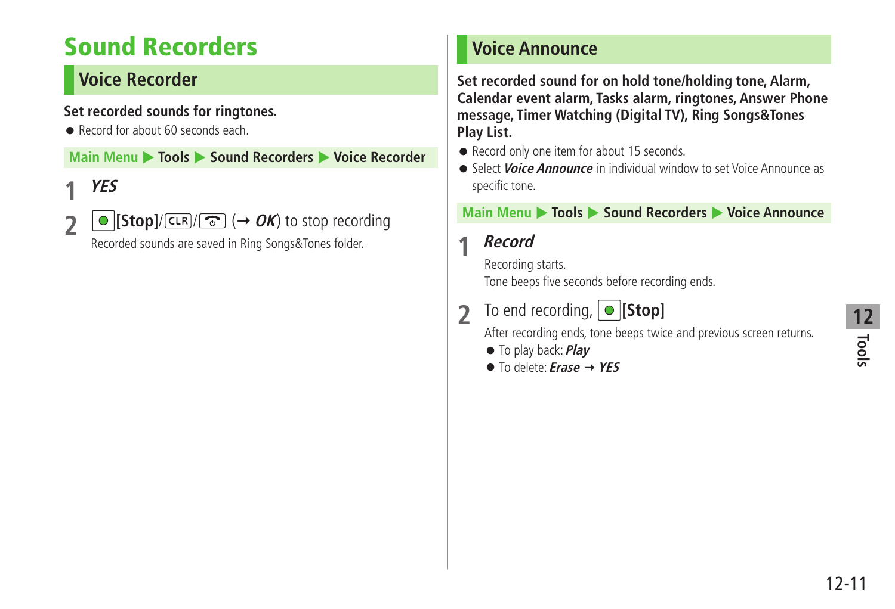# Sound Recorders

## Voice Recorder

**Set recorded sounds for ringtones.**

- Record for about 60 seconds each.

Main Menu ▶ Tools ▶ Sound Recorders ▶ Voice Recorder

1 ***YES***

2 ● **[Stop]**/CLR/ (→ ***OK***) to stop recording

Recorded sounds are saved in Ring Songs&Tones folder.

## Voice Announce

**Set recorded sound for on hold tone/holding tone, Alarm, Calendar event alarm, Tasks alarm, ringtones, Answer Phone message, Timer Watching (Digital TV), Ring Songs&Tones Play List.**

- Record only one item for about 15 seconds.
- Select ***Voice Announce*** in individual window to set Voice Announce as specific tone.

Main Menu ▶ Tools ▶ Sound Recorders ▶ Voice Announce

1 ***Record***

Recording starts.

Tone beeps five seconds before recording ends.

2 To end recording, ● **[Stop]**

After recording ends, tone beeps twice and previous screen returns.

- To play back: ***Play***
- To delete: ***Erase*** → ***YES***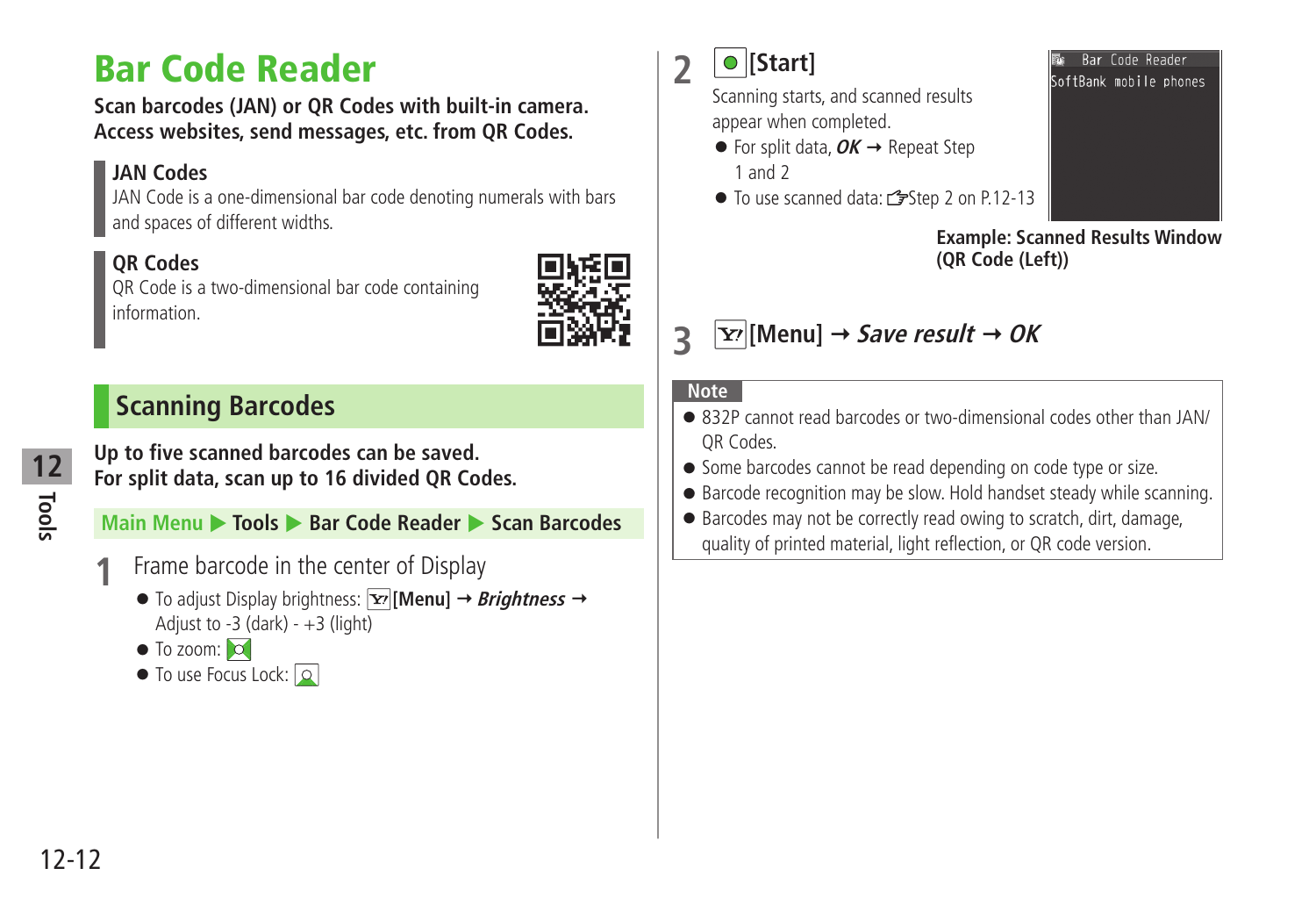# Bar Code Reader

**Scan barcodes (JAN) or QR Codes with built-in camera. Access websites, send messages, etc. from QR Codes.**

**JAN Codes**

JAN Code is a one-dimensional bar code denoting numerals with bars and spaces of different widths.

**QR Codes**

QR Code is a two-dimensional bar code containing information.

## Scanning Barcodes

**Up to five scanned barcodes can be saved.**
**For split data, scan up to 16 divided QR Codes.**

**Main Menu ▶ Tools ▶ Bar Code Reader ▶ Scan Barcodes**

**1** Frame barcode in the center of Display

- To adjust Display brightness: [Menu] → *Brightness* → Adjust to -3 (dark) - +3 (light)
- To zoom:
- To use Focus Lock:

**2** [Start]

Scanning starts, and scanned results appear when completed.

- For split data, *OK* → Repeat Step 1 and 2
- To use scanned data: ☞Step 2 on P.12-13

Bar Code Reader
SoftBank mobile phones

**Example: Scanned Results Window (QR Code (Left))**

**3** [Menu] → *Save result* → *OK*

**Note**

- 832P cannot read barcodes or two-dimensional codes other than JAN/ QR Codes.
- Some barcodes cannot be read depending on code type or size.
- Barcode recognition may be slow. Hold handset steady while scanning.
- Barcodes may not be correctly read owing to scratch, dirt, damage, quality of printed material, light reflection, or QR code version.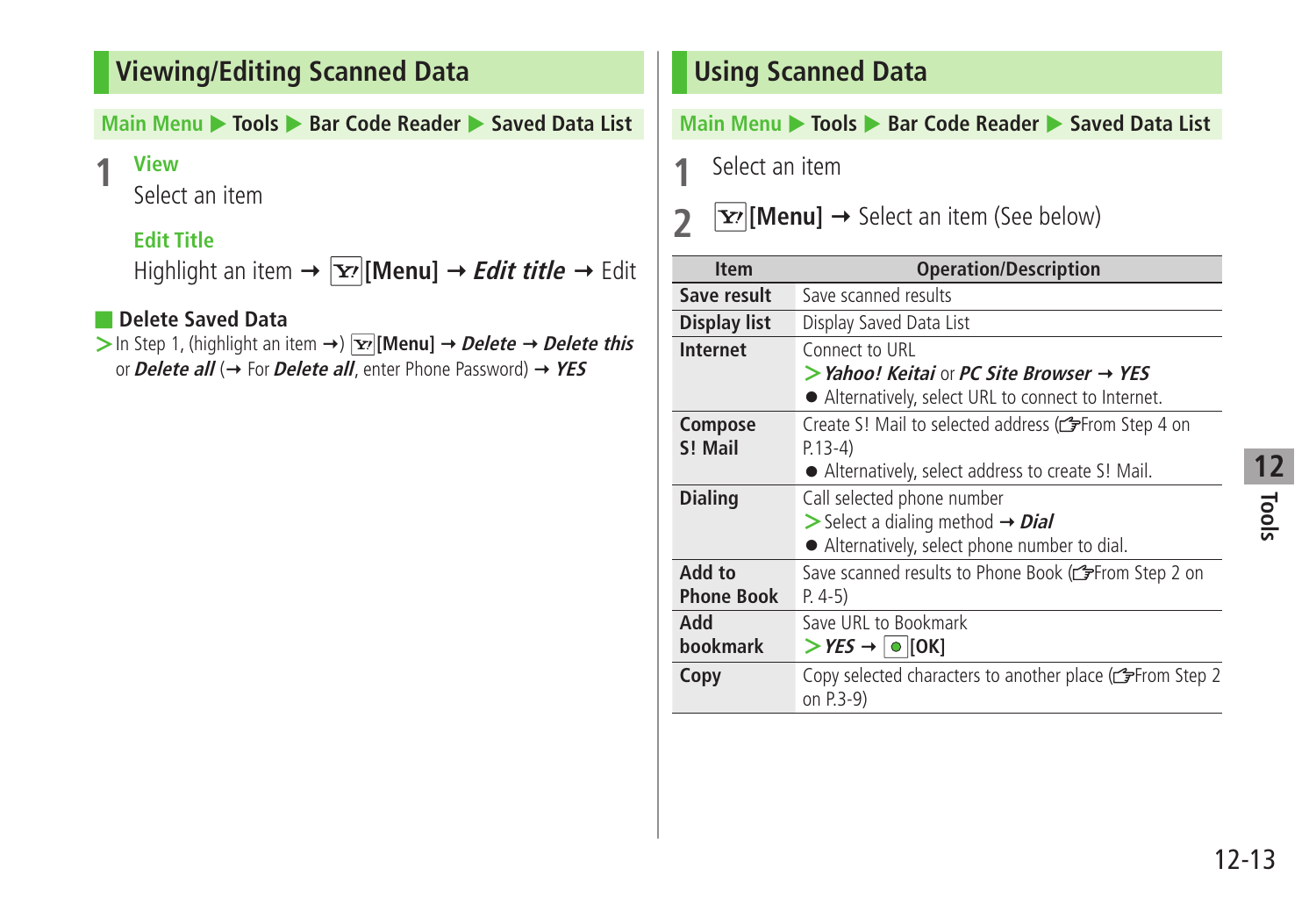## Viewing/Editing Scanned Data

Main Menu ▶ Tools ▶ Bar Code Reader ▶ Saved Data List

**1** **View**

Select an item

**Edit Title**

Highlight an item → [Y!][Menu] → ***Edit title*** → Edit

### Delete Saved Data

> In Step 1, (highlight an item →) [Y!][Menu] → ***Delete*** → ***Delete this*** or ***Delete all*** (→ For ***Delete all***, enter Phone Password) → ***YES***

## Using Scanned Data

Main Menu ▶ Tools ▶ Bar Code Reader ▶ Saved Data List

**1** Select an item

**2** [Y!][Menu] → Select an item (See below)

| Item | Operation/Description |
|---|---|
| **Save result** | Save scanned results |
| **Display list** | Display Saved Data List |
| **Internet** | Connect to URL<br>> ***Yahoo! Keitai*** or ***PC Site Browser*** → ***YES***<br>● Alternatively, select URL to connect to Internet. |
| **Compose S! Mail** | Create S! Mail to selected address (☞From Step 4 on P.13-4)<br>● Alternatively, select address to create S! Mail. |
| **Dialing** | Call selected phone number<br>> Select a dialing method → ***Dial***<br>● Alternatively, select phone number to dial. |
| **Add to Phone Book** | Save scanned results to Phone Book (☞From Step 2 on P. 4-5) |
| **Add bookmark** | Save URL to Bookmark<br>> ***YES*** → [●][OK] |
| **Copy** | Copy selected characters to another place (☞From Step 2 on P.3-9) |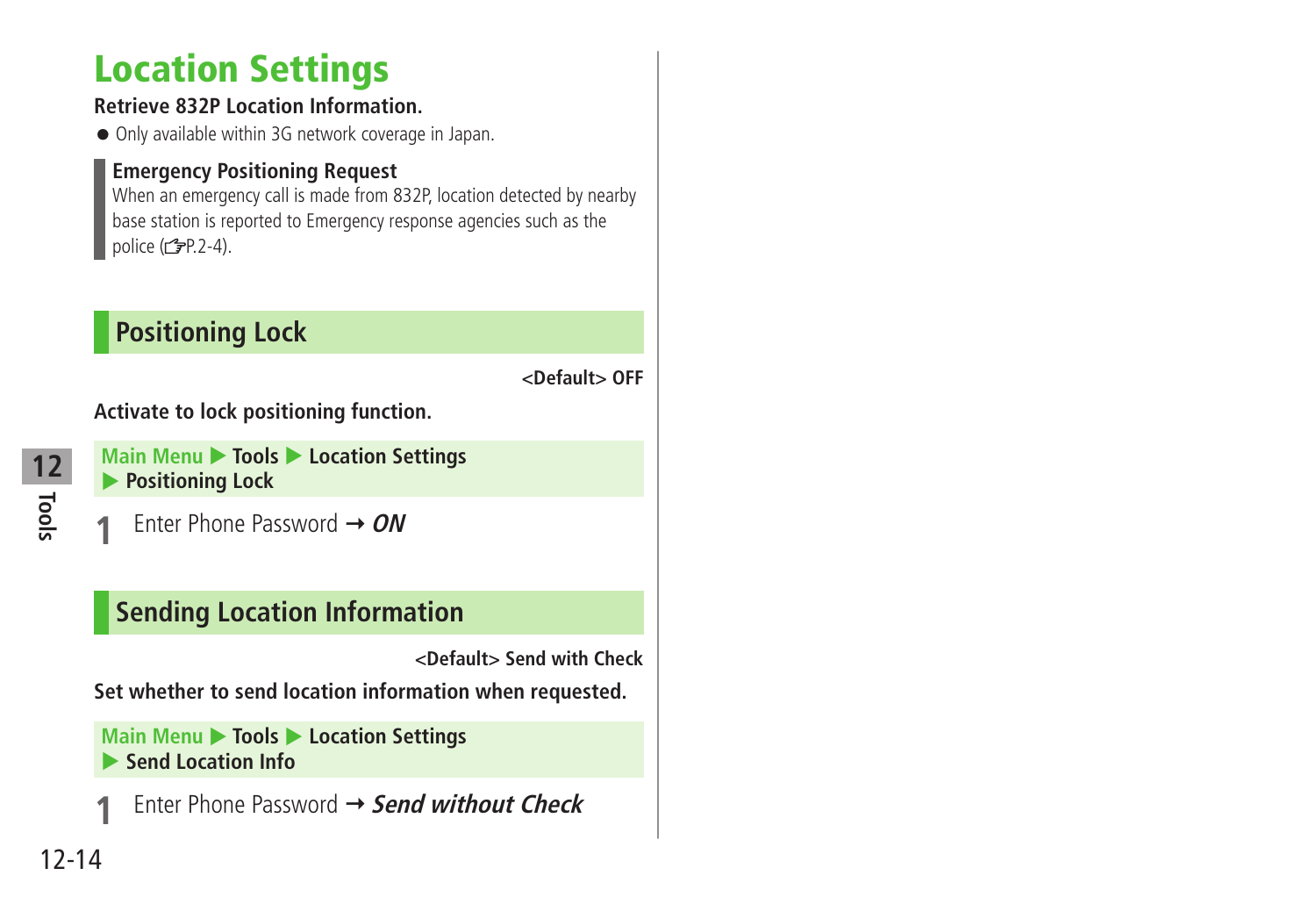# Location Settings

**Retrieve 832P Location Information.**

- Only available within 3G network coverage in Japan.

**Emergency Positioning Request**
When an emergency call is made from 832P, location detected by nearby base station is reported to Emergency response agencies such as the police (☞P.2-4).

## Positioning Lock

**<Default> OFF**

**Activate to lock positioning function.**

**Main Menu ▶ Tools ▶ Location Settings ▶ Positioning Lock**

1. Enter Phone Password → ***ON***

## Sending Location Information

**<Default> Send with Check**

**Set whether to send location information when requested.**

**Main Menu ▶ Tools ▶ Location Settings ▶ Send Location Info**

1. Enter Phone Password → ***Send without Check***